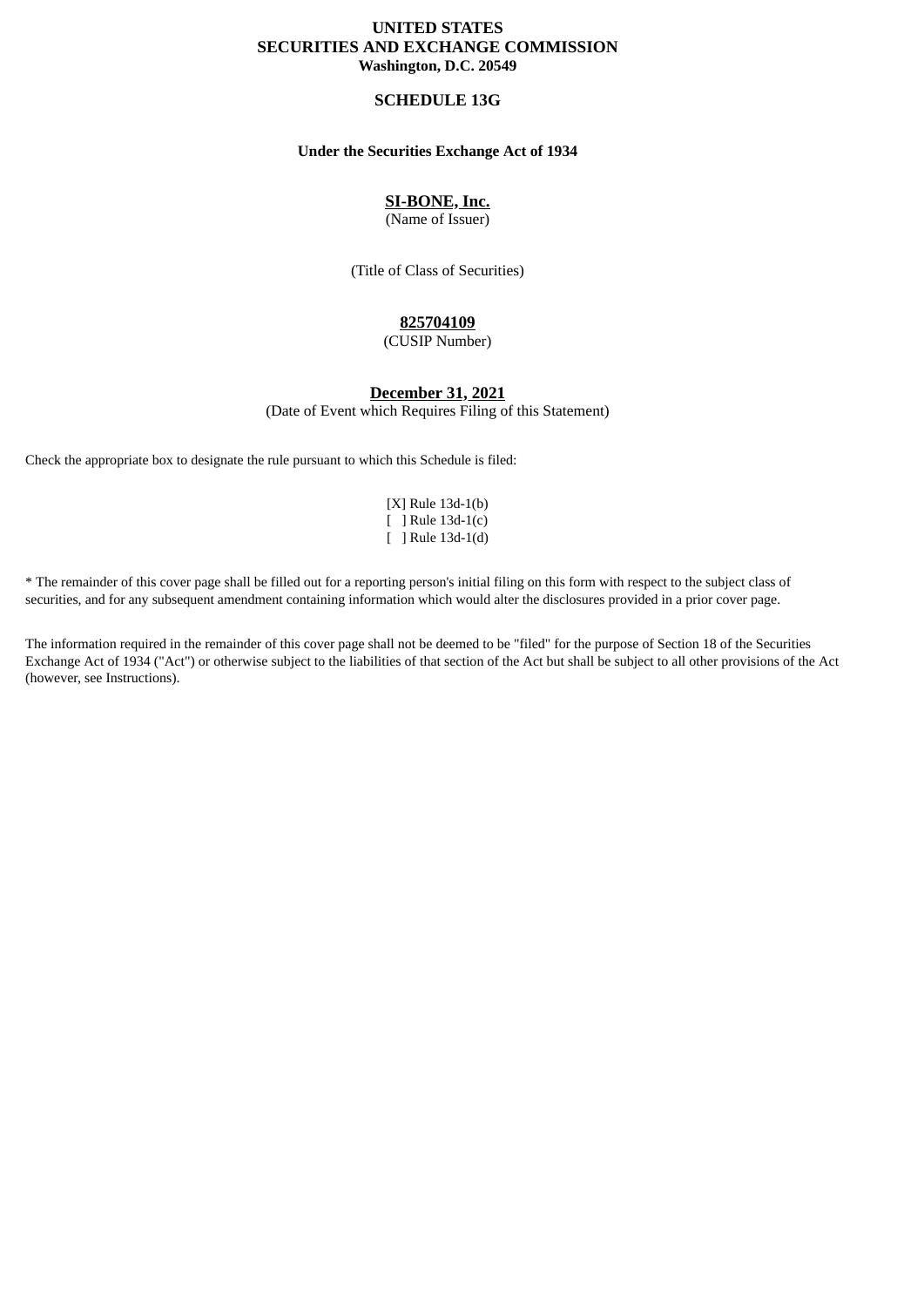**UNITED STATES**
**SECURITIES AND EXCHANGE COMMISSION**
**Washington, D.C. 20549**

# SCHEDULE 13G

**Under the Securities Exchange Act of 1934**

**SI-BONE, Inc.**
(Name of Issuer)

(Title of Class of Securities)

**825704109**
(CUSIP Number)

**December 31, 2021**
(Date of Event which Requires Filing of this Statement)

Check the appropriate box to designate the rule pursuant to which this Schedule is filed:

[X] Rule 13d-1(b)
[ ] Rule 13d-1(c)
[ ] Rule 13d-1(d)

* The remainder of this cover page shall be filled out for a reporting person's initial filing on this form with respect to the subject class of securities, and for any subsequent amendment containing information which would alter the disclosures provided in a prior cover page.

The information required in the remainder of this cover page shall not be deemed to be "filed" for the purpose of Section 18 of the Securities Exchange Act of 1934 ("Act") or otherwise subject to the liabilities of that section of the Act but shall be subject to all other provisions of the Act (however, see Instructions).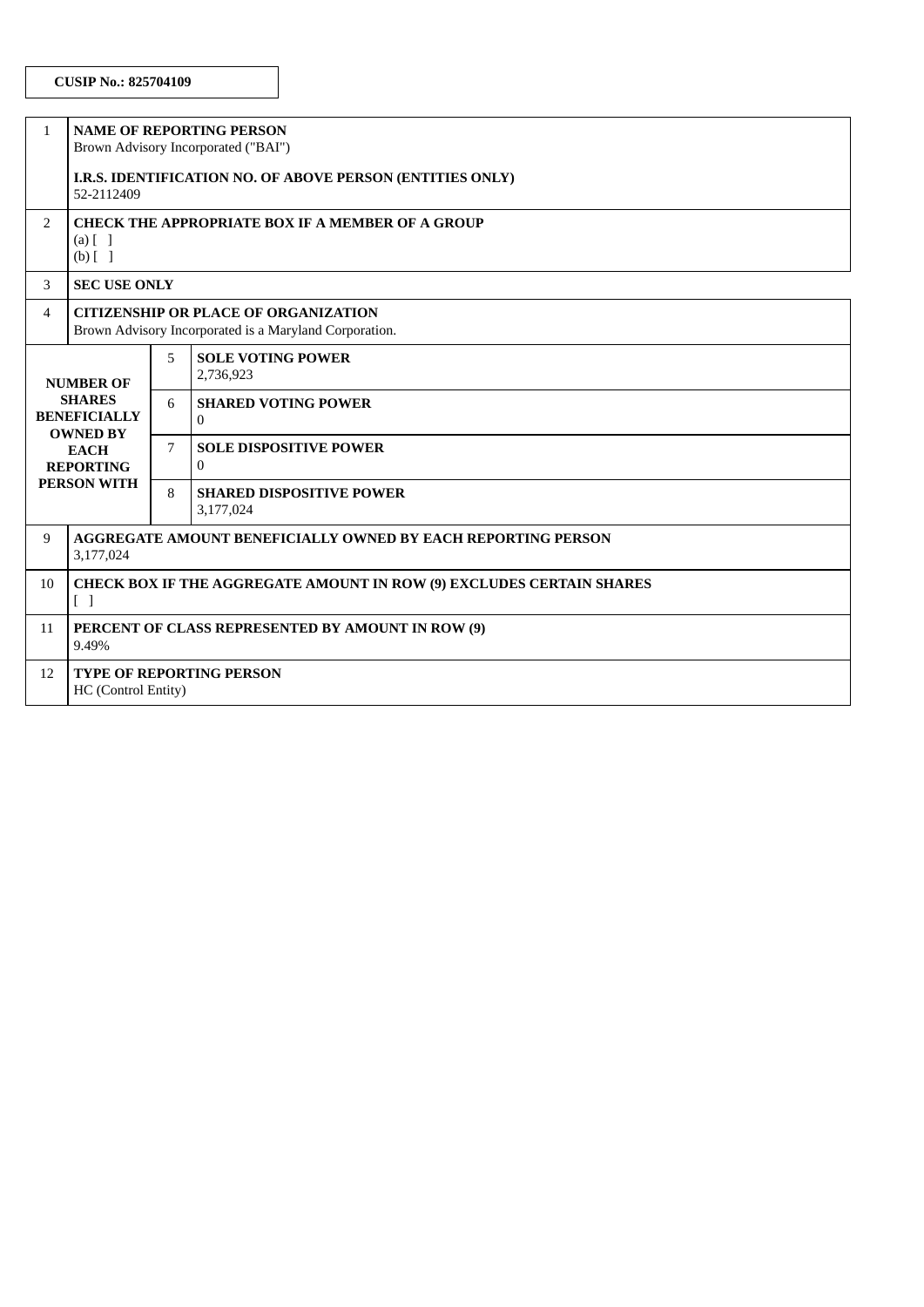**CUSIP No.: 825704109**

| | | | |
|---|---|---|---|
| 1 | **NAME OF REPORTING PERSON**<br>Brown Advisory Incorporated ("BAI")<br><br>**I.R.S. IDENTIFICATION NO. OF ABOVE PERSON (ENTITIES ONLY)**<br>52-2112409 | | |
| 2 | **CHECK THE APPROPRIATE BOX IF A MEMBER OF A GROUP**<br>(a) [ ]<br>(b) [ ] | | |
| 3 | **SEC USE ONLY** | | |
| 4 | **CITIZENSHIP OR PLACE OF ORGANIZATION**<br>Brown Advisory Incorporated is a Maryland Corporation. | | |
| **NUMBER OF SHARES BENEFICIALLY OWNED BY EACH REPORTING PERSON WITH** | | 5 | **SOLE VOTING POWER**<br>2,736,923 |
| | | 6 | **SHARED VOTING POWER**<br>0 |
| | | 7 | **SOLE DISPOSITIVE POWER**<br>0 |
| | | 8 | **SHARED DISPOSITIVE POWER**<br>3,177,024 |
| 9 | **AGGREGATE AMOUNT BENEFICIALLY OWNED BY EACH REPORTING PERSON**<br>3,177,024 | | |
| 10 | **CHECK BOX IF THE AGGREGATE AMOUNT IN ROW (9) EXCLUDES CERTAIN SHARES**<br>[ ] | | |
| 11 | **PERCENT OF CLASS REPRESENTED BY AMOUNT IN ROW (9)**<br>9.49% | | |
| 12 | **TYPE OF REPORTING PERSON**<br>HC (Control Entity) | | |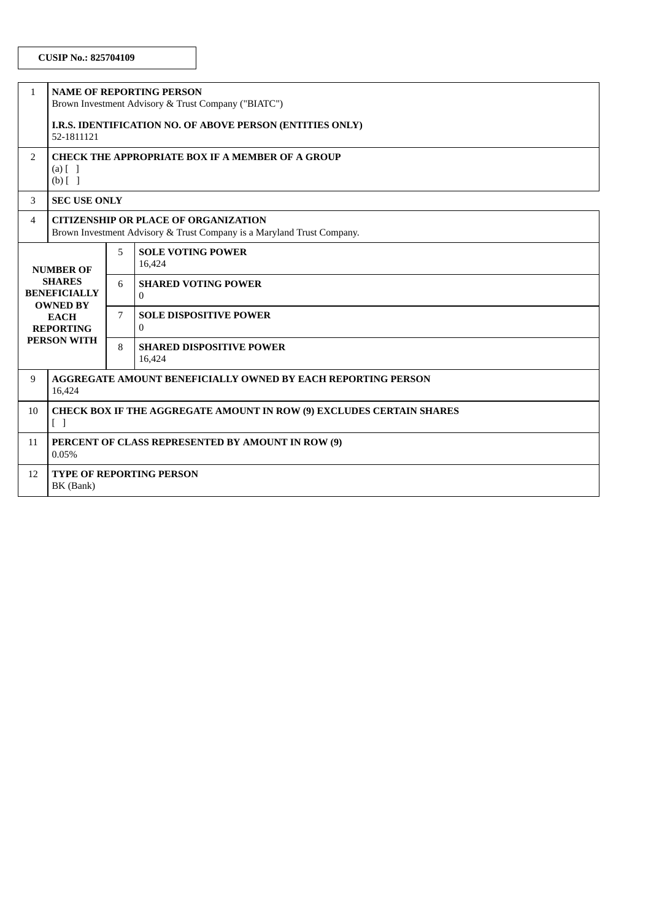**CUSIP No.: 825704109**

| | | | |
|---|---|---|---|
| 1 | **NAME OF REPORTING PERSON**<br>Brown Investment Advisory & Trust Company ("BIATC")<br><br>**I.R.S. IDENTIFICATION NO. OF ABOVE PERSON (ENTITIES ONLY)**<br>52-1811121 | | |
| 2 | **CHECK THE APPROPRIATE BOX IF A MEMBER OF A GROUP**<br>(a) [ ]<br>(b) [ ] | | |
| 3 | **SEC USE ONLY** | | |
| 4 | **CITIZENSHIP OR PLACE OF ORGANIZATION**<br>Brown Investment Advisory & Trust Company is a Maryland Trust Company. | | |
| **NUMBER OF SHARES BENEFICIALLY OWNED BY EACH REPORTING PERSON WITH** | 5 | **SOLE VOTING POWER**<br>16,424 | |
| | 6 | **SHARED VOTING POWER**<br>0 | |
| | 7 | **SOLE DISPOSITIVE POWER**<br>0 | |
| | 8 | **SHARED DISPOSITIVE POWER**<br>16,424 | |
| 9 | **AGGREGATE AMOUNT BENEFICIALLY OWNED BY EACH REPORTING PERSON**<br>16,424 | | |
| 10 | **CHECK BOX IF THE AGGREGATE AMOUNT IN ROW (9) EXCLUDES CERTAIN SHARES**<br>[ ] | | |
| 11 | **PERCENT OF CLASS REPRESENTED BY AMOUNT IN ROW (9)**<br>0.05% | | |
| 12 | **TYPE OF REPORTING PERSON**<br>BK (Bank) | | |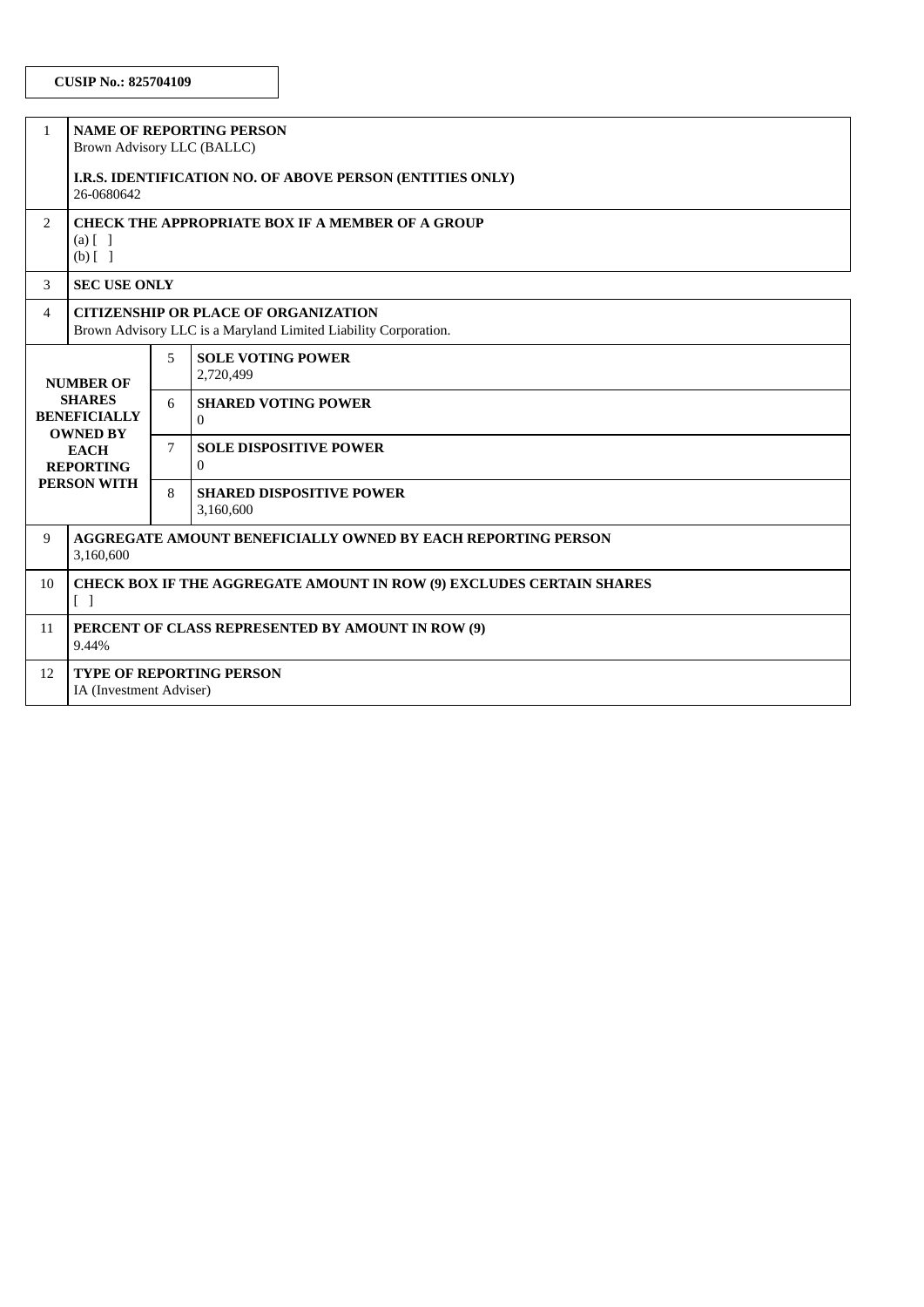**CUSIP No.: 825704109**

| | | | |
|---|---|---|---|
| 1 | **NAME OF REPORTING PERSON**<br>Brown Advisory LLC (BALLC)<br><br>**I.R.S. IDENTIFICATION NO. OF ABOVE PERSON (ENTITIES ONLY)**<br>26-0680642 | | |
| 2 | **CHECK THE APPROPRIATE BOX IF A MEMBER OF A GROUP**<br>(a) [ ]<br>(b) [ ] | | |
| 3 | **SEC USE ONLY** | | |
| 4 | **CITIZENSHIP OR PLACE OF ORGANIZATION**<br>Brown Advisory LLC is a Maryland Limited Liability Corporation. | | |
| **NUMBER OF SHARES BENEFICIALLY OWNED BY EACH REPORTING PERSON WITH** | | 5 | **SOLE VOTING POWER**<br>2,720,499 |
| | | 6 | **SHARED VOTING POWER**<br>0 |
| | | 7 | **SOLE DISPOSITIVE POWER**<br>0 |
| | | 8 | **SHARED DISPOSITIVE POWER**<br>3,160,600 |
| 9 | **AGGREGATE AMOUNT BENEFICIALLY OWNED BY EACH REPORTING PERSON**<br>3,160,600 | | |
| 10 | **CHECK BOX IF THE AGGREGATE AMOUNT IN ROW (9) EXCLUDES CERTAIN SHARES**<br>[ ] | | |
| 11 | **PERCENT OF CLASS REPRESENTED BY AMOUNT IN ROW (9)**<br>9.44% | | |
| 12 | **TYPE OF REPORTING PERSON**<br>IA (Investment Adviser) | | |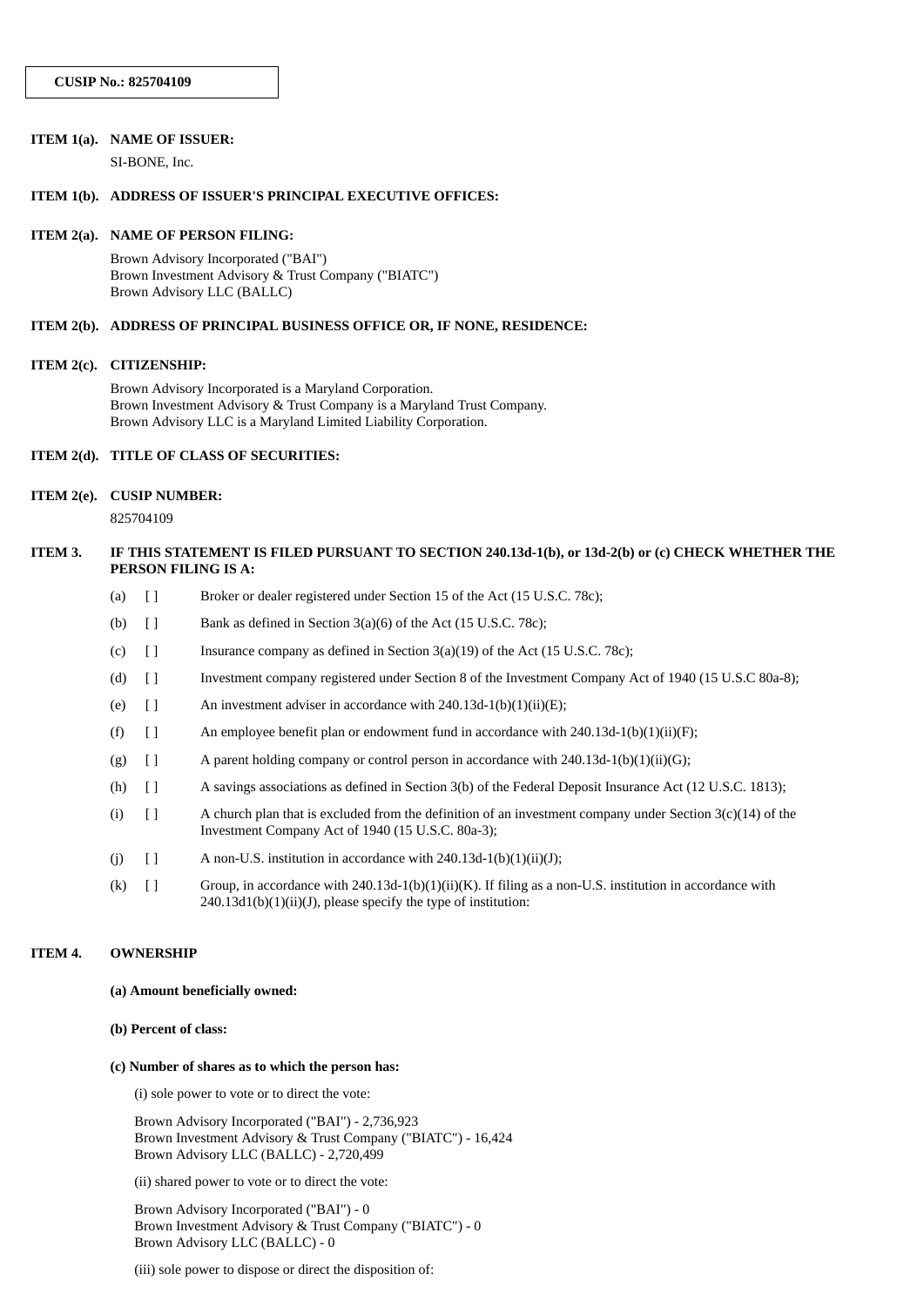**CUSIP No.: 825704109**

**ITEM 1(a). NAME OF ISSUER:**

SI-BONE, Inc.

**ITEM 1(b). ADDRESS OF ISSUER'S PRINCIPAL EXECUTIVE OFFICES:**

**ITEM 2(a). NAME OF PERSON FILING:**

Brown Advisory Incorporated ("BAI")
Brown Investment Advisory & Trust Company ("BIATC")
Brown Advisory LLC (BALLC)

**ITEM 2(b). ADDRESS OF PRINCIPAL BUSINESS OFFICE OR, IF NONE, RESIDENCE:**

**ITEM 2(c). CITIZENSHIP:**

Brown Advisory Incorporated is a Maryland Corporation.
Brown Investment Advisory & Trust Company is a Maryland Trust Company.
Brown Advisory LLC is a Maryland Limited Liability Corporation.

**ITEM 2(d). TITLE OF CLASS OF SECURITIES:**

**ITEM 2(e). CUSIP NUMBER:**

825704109

**ITEM 3. IF THIS STATEMENT IS FILED PURSUANT TO SECTION 240.13d-1(b), or 13d-2(b) or (c) CHECK WHETHER THE PERSON FILING IS A:**

(a) [ ] Broker or dealer registered under Section 15 of the Act (15 U.S.C. 78c);

(b) [ ] Bank as defined in Section 3(a)(6) of the Act (15 U.S.C. 78c);

(c) [ ] Insurance company as defined in Section 3(a)(19) of the Act (15 U.S.C. 78c);

(d) [ ] Investment company registered under Section 8 of the Investment Company Act of 1940 (15 U.S.C 80a-8);

(e) [ ] An investment adviser in accordance with 240.13d-1(b)(1)(ii)(E);

(f) [ ] An employee benefit plan or endowment fund in accordance with 240.13d-1(b)(1)(ii)(F);

(g) [ ] A parent holding company or control person in accordance with 240.13d-1(b)(1)(ii)(G);

(h) [ ] A savings associations as defined in Section 3(b) of the Federal Deposit Insurance Act (12 U.S.C. 1813);

(i) [ ] A church plan that is excluded from the definition of an investment company under Section 3(c)(14) of the Investment Company Act of 1940 (15 U.S.C. 80a-3);

(j) [ ] A non-U.S. institution in accordance with 240.13d-1(b)(1)(ii)(J);

(k) [ ] Group, in accordance with 240.13d-1(b)(1)(ii)(K). If filing as a non-U.S. institution in accordance with 240.13d1(b)(1)(ii)(J), please specify the type of institution:

**ITEM 4. OWNERSHIP**

**(a) Amount beneficially owned:**

**(b) Percent of class:**

**(c) Number of shares as to which the person has:**

(i) sole power to vote or to direct the vote:

Brown Advisory Incorporated ("BAI") - 2,736,923
Brown Investment Advisory & Trust Company ("BIATC") - 16,424
Brown Advisory LLC (BALLC) - 2,720,499

(ii) shared power to vote or to direct the vote:

Brown Advisory Incorporated ("BAI") - 0
Brown Investment Advisory & Trust Company ("BIATC") - 0
Brown Advisory LLC (BALLC) - 0

(iii) sole power to dispose or direct the disposition of: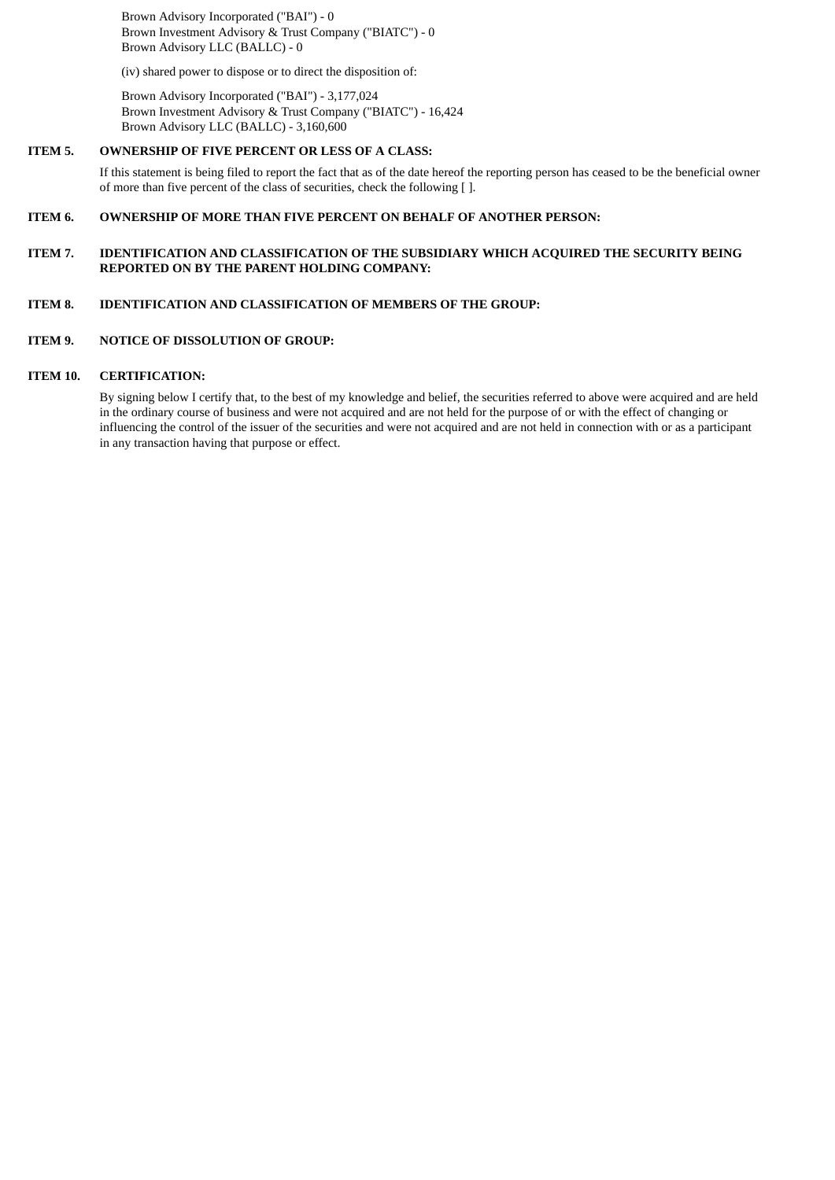Brown Advisory Incorporated ("BAI") - 0
Brown Investment Advisory & Trust Company ("BIATC") - 0
Brown Advisory LLC (BALLC) - 0

(iv) shared power to dispose or to direct the disposition of:

Brown Advisory Incorporated ("BAI") - 3,177,024
Brown Investment Advisory & Trust Company ("BIATC") - 16,424
Brown Advisory LLC (BALLC) - 3,160,600

**ITEM 5. OWNERSHIP OF FIVE PERCENT OR LESS OF A CLASS:**

If this statement is being filed to report the fact that as of the date hereof the reporting person has ceased to be the beneficial owner of more than five percent of the class of securities, check the following [ ].

**ITEM 6. OWNERSHIP OF MORE THAN FIVE PERCENT ON BEHALF OF ANOTHER PERSON:**

**ITEM 7. IDENTIFICATION AND CLASSIFICATION OF THE SUBSIDIARY WHICH ACQUIRED THE SECURITY BEING REPORTED ON BY THE PARENT HOLDING COMPANY:**

**ITEM 8. IDENTIFICATION AND CLASSIFICATION OF MEMBERS OF THE GROUP:**

**ITEM 9. NOTICE OF DISSOLUTION OF GROUP:**

**ITEM 10. CERTIFICATION:**

By signing below I certify that, to the best of my knowledge and belief, the securities referred to above were acquired and are held in the ordinary course of business and were not acquired and are not held for the purpose of or with the effect of changing or influencing the control of the issuer of the securities and were not acquired and are not held in connection with or as a participant in any transaction having that purpose or effect.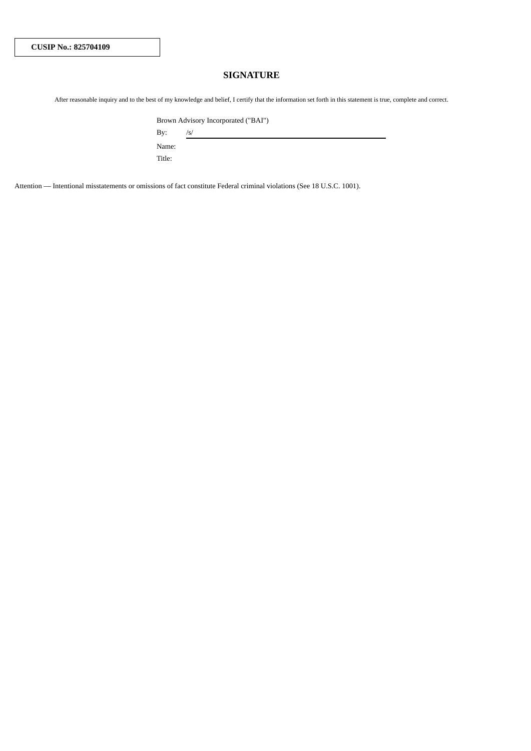**CUSIP No.: 825704109**

## SIGNATURE

After reasonable inquiry and to the best of my knowledge and belief, I certify that the information set forth in this statement is true, complete and correct.

Brown Advisory Incorporated ("BAI")

By: /s/

Name:

Title:

Attention — Intentional misstatements or omissions of fact constitute Federal criminal violations (See 18 U.S.C. 1001).